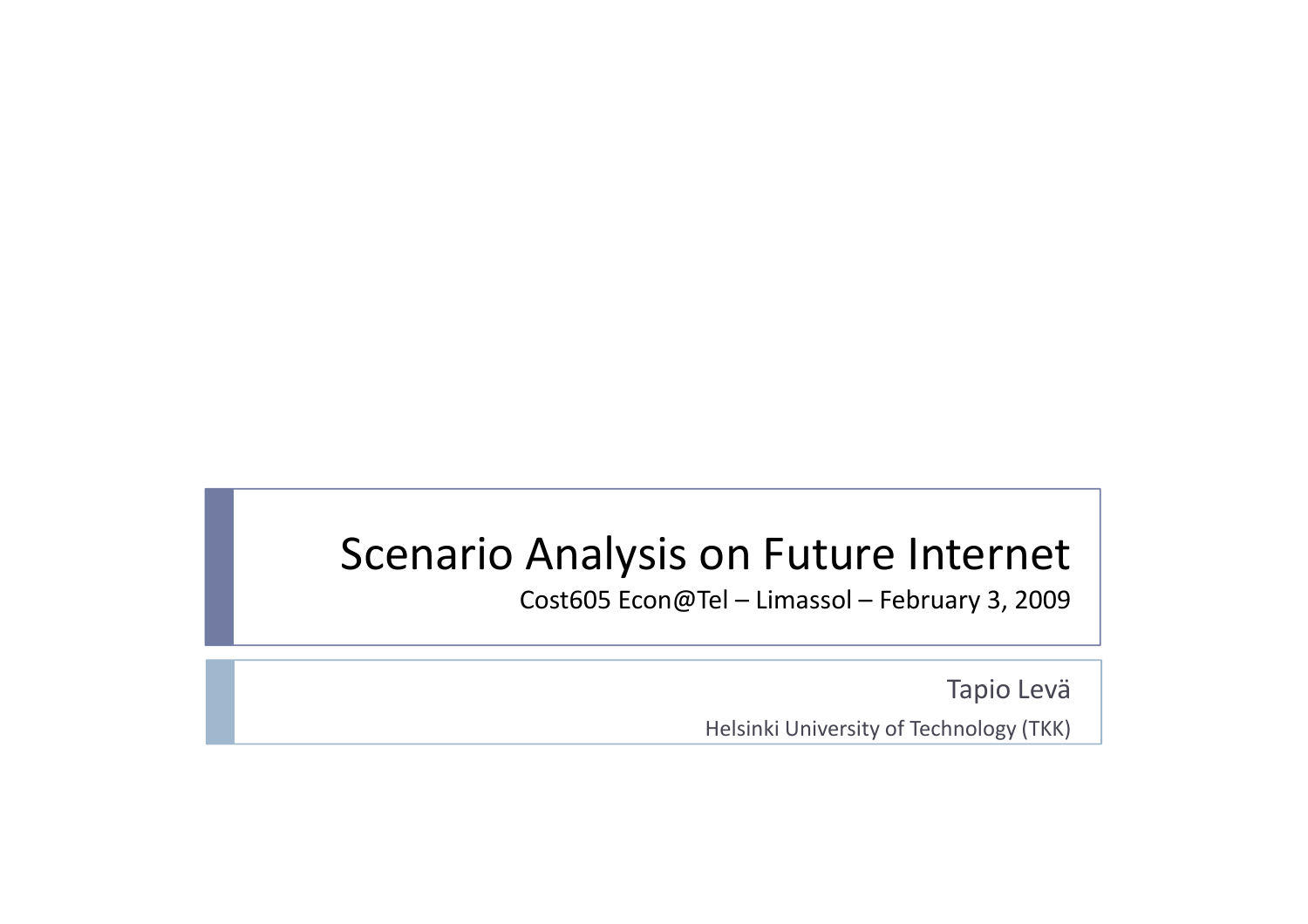# Scenario Analysis on Future Internet

Cost605 Econ@Tel – Limassol – February 3, 2009

Tapio Levä

Helsinki University of Technology (TKK)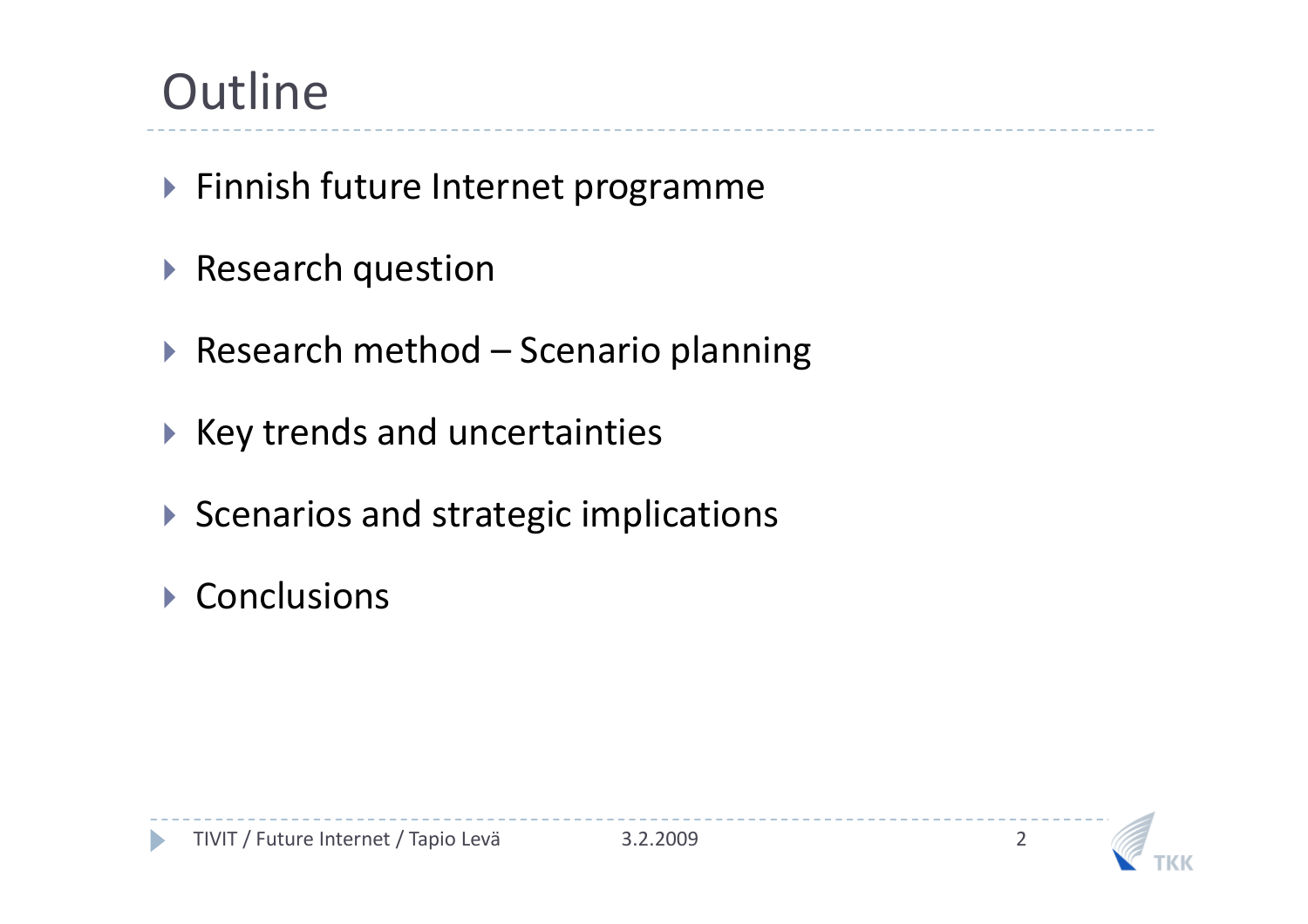# Outline

- Finnish future Internet programme
- Research question
- Research method – Scenario planning
- Key trends and uncertainties
- Scenarios and strategic implications
- Conclusions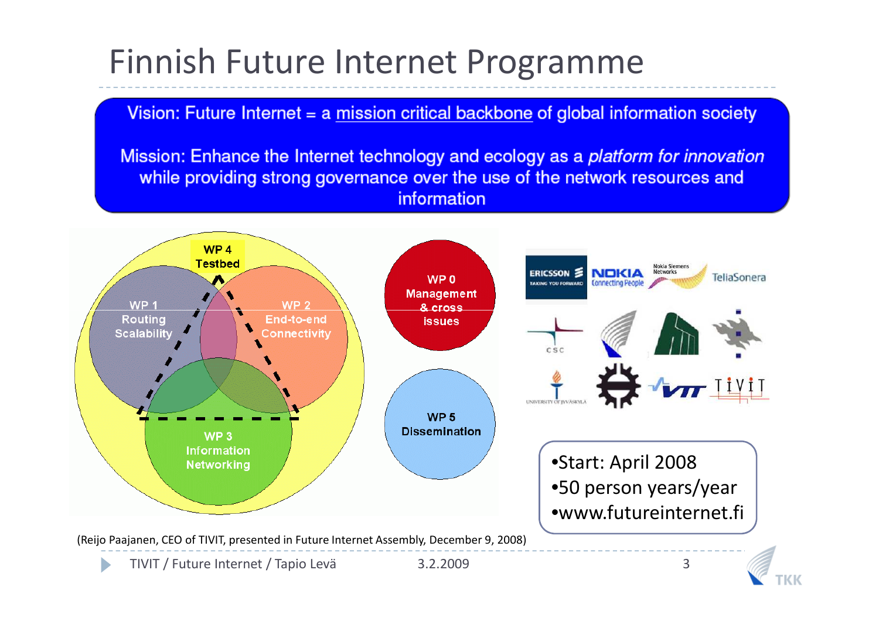# Finnish Future Internet Programme

Vision: Future Internet = a mission critical backbone of global information society

Mission: Enhance the Internet technology and ecology as a *platform for innovation* while providing strong governance over the use of the network resources and information

WP 4 Testbed

WP 1 Routing Scalability

WP 2 End-to-end Connectivity

WP 3 Information Networking

WP 0 Management & cross issues

WP 5 Dissemination

- Start: April 2008
- 50 person years/year
- www.futureinternet.fi

(Reijo Paajanen, CEO of TIVIT, presented in Future Internet Assembly, December 9, 2008)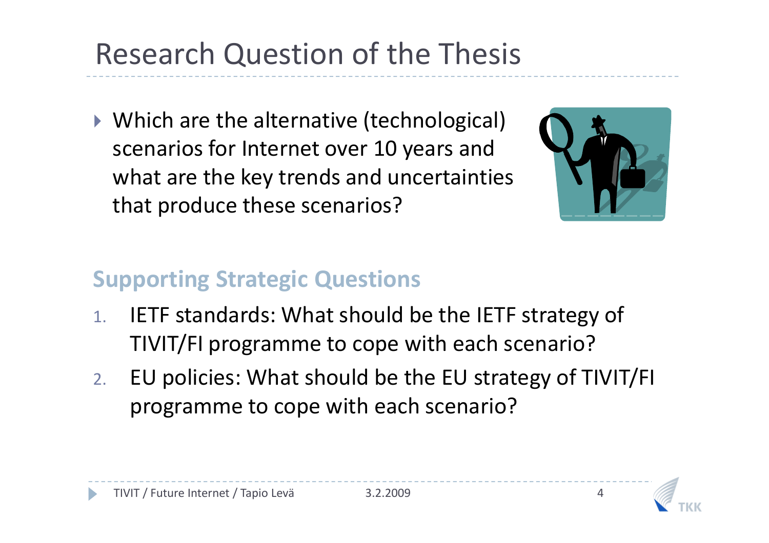# Research Question of the Thesis

- Which are the alternative (technological) scenarios for Internet over 10 years and what are the key trends and uncertainties that produce these scenarios?

## Supporting Strategic Questions

1. IETF standards: What should be the IETF strategy of TIVIT/FI programme to cope with each scenario?
2. EU policies: What should be the EU strategy of TIVIT/FI programme to cope with each scenario?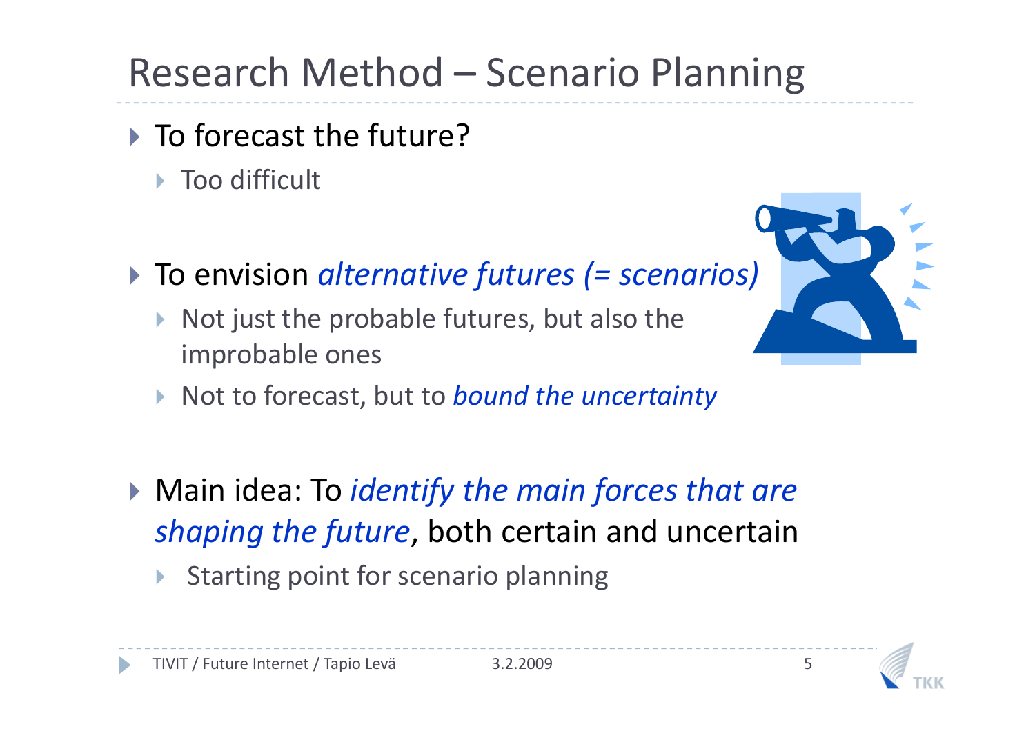# Research Method – Scenario Planning

- To forecast the future?
  - Too difficult
- To envision *alternative futures (= scenarios)*
  - Not just the probable futures, but also the improbable ones
  - Not to forecast, but to *bound the uncertainty*
- Main idea: To *identify the main forces that are shaping the future*, both certain and uncertain
  - Starting point for scenario planning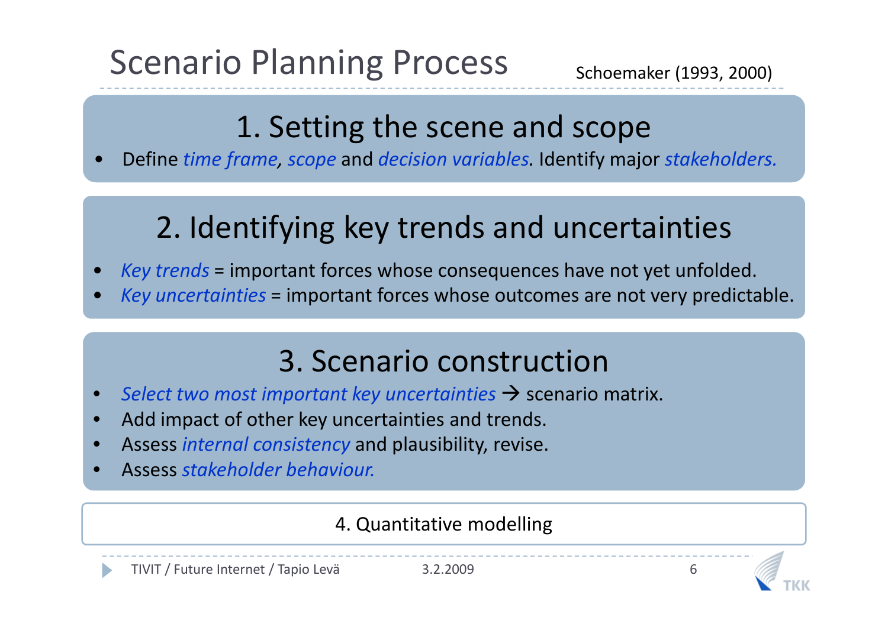# Scenario Planning Process

Schoemaker (1993, 2000)

## 1. Setting the scene and scope

- Define *time frame*, *scope* and *decision variables.* Identify major *stakeholders.*

## 2. Identifying key trends and uncertainties

- *Key trends* = important forces whose consequences have not yet unfolded.
- *Key uncertainties* = important forces whose outcomes are not very predictable.

## 3. Scenario construction

- *Select two most important key uncertainties* → scenario matrix.
- Add impact of other key uncertainties and trends.
- Assess *internal consistency* and plausibility, revise.
- Assess *stakeholder behaviour.*

## 4. Quantitative modelling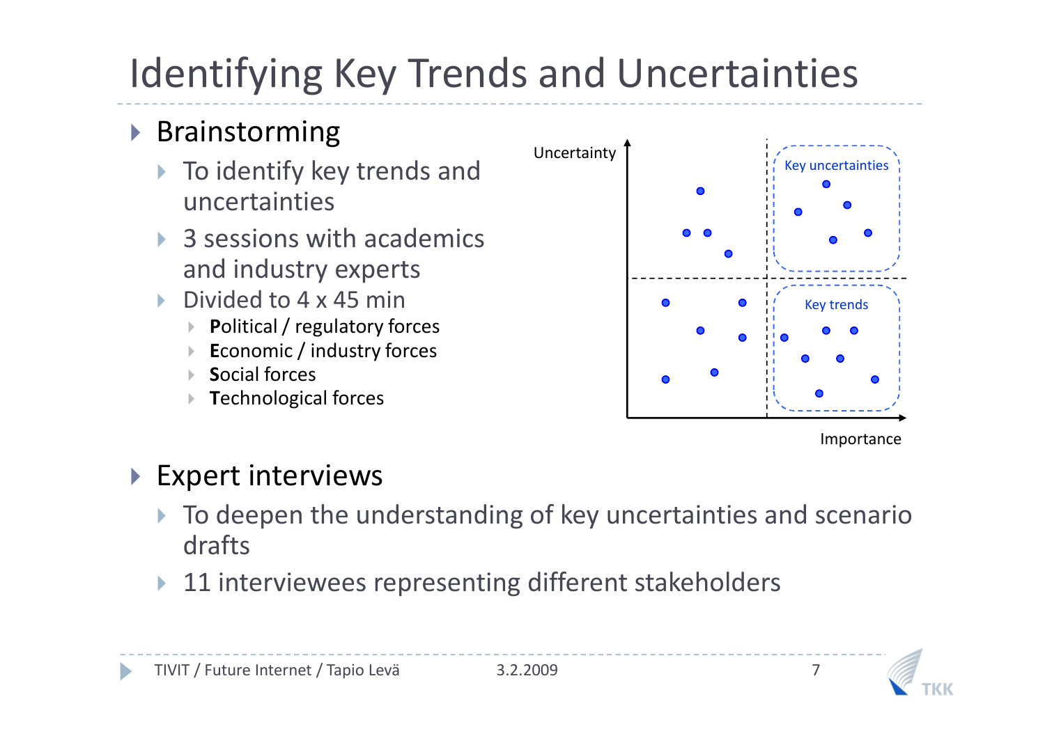# Identifying Key Trends and Uncertainties

- Brainstorming
  - To identify key trends and uncertainties
  - 3 sessions with academics and industry experts
  - Divided to 4 x 45 min
    - **P**olitical / regulatory forces
    - **E**conomic / industry forces
    - **S**ocial forces
    - **T**echnological forces

Uncertainty

Key uncertainties

Key trends

Importance

- Expert interviews
  - To deepen the understanding of key uncertainties and scenario drafts
  - 11 interviewees representing different stakeholders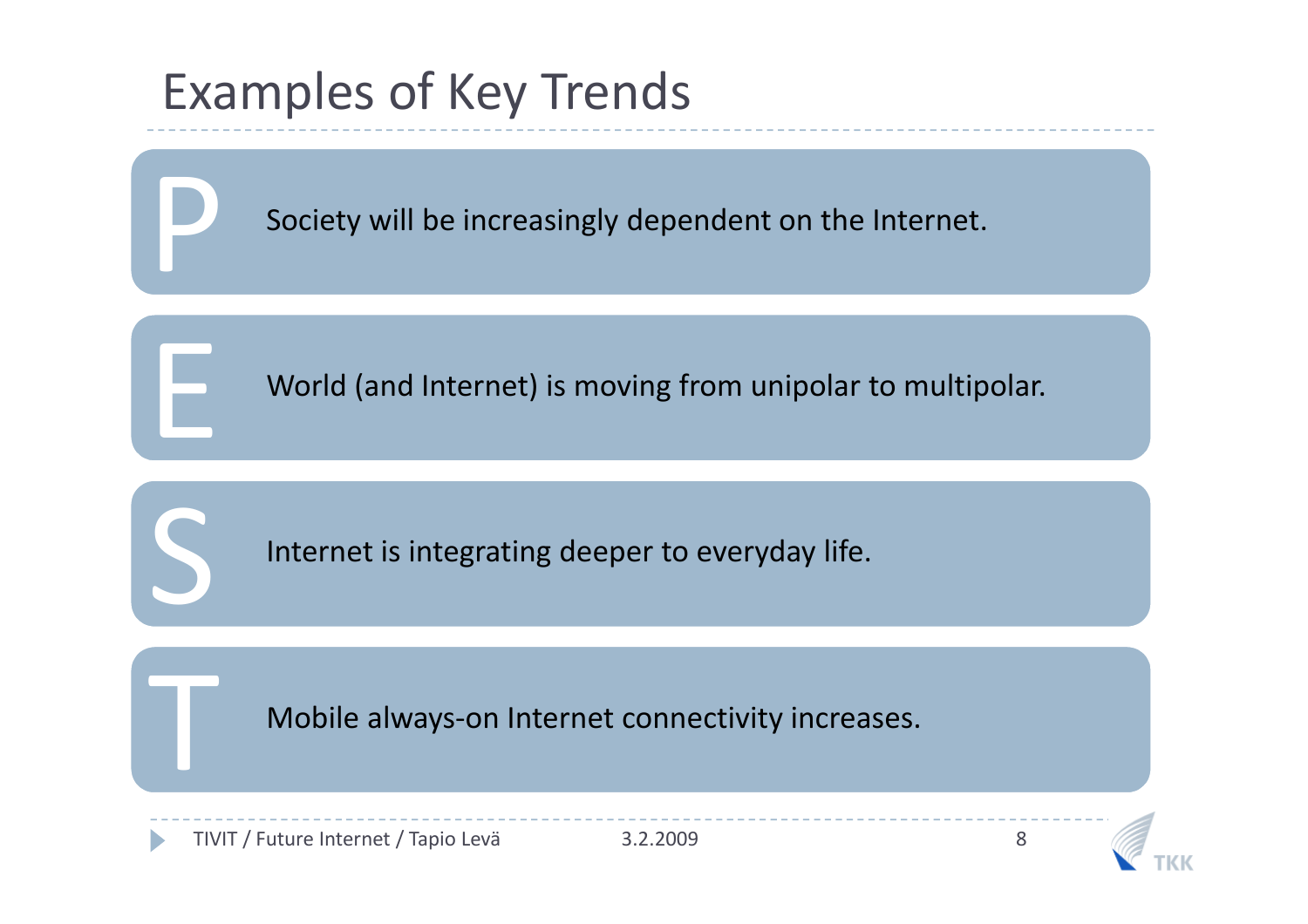# Examples of Key Trends

- **P** — Society will be increasingly dependent on the Internet.
- **E** — World (and Internet) is moving from unipolar to multipolar.
- **S** — Internet is integrating deeper to everyday life.
- **T** — Mobile always-on Internet connectivity increases.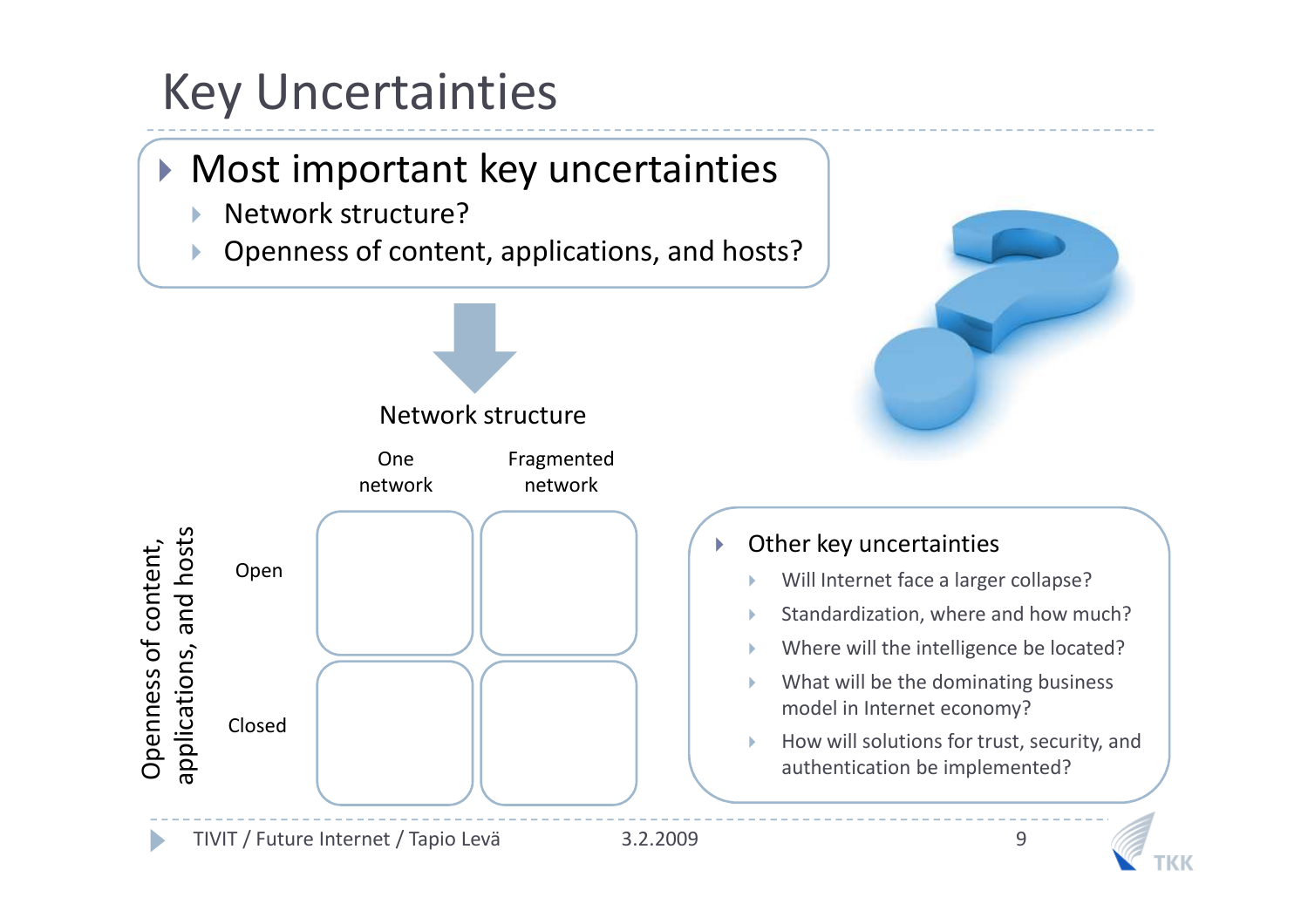# Key Uncertainties

- Most important key uncertainties
  - Network structure?
  - Openness of content, applications, and hosts?

**Network structure**

| Openness of content, applications, and hosts | One network | Fragmented network |
| --- | --- | --- |
| Open | | |
| Closed | | |

- Other key uncertainties
  - Will Internet face a larger collapse?
  - Standardization, where and how much?
  - Where will the intelligence be located?
  - What will be the dominating business model in Internet economy?
  - How will solutions for trust, security, and authentication be implemented?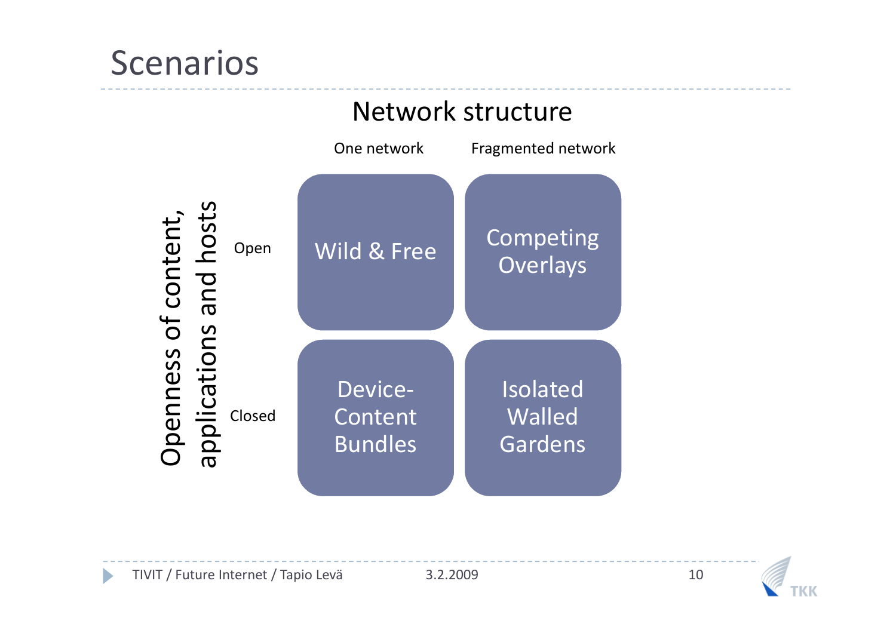# Scenarios

## Network structure

| Openness of content, applications and hosts | One network | Fragmented network |
|---|---|---|
| Open | Wild & Free | Competing Overlays |
| Closed | Device-Content Bundles | Isolated Walled Gardens |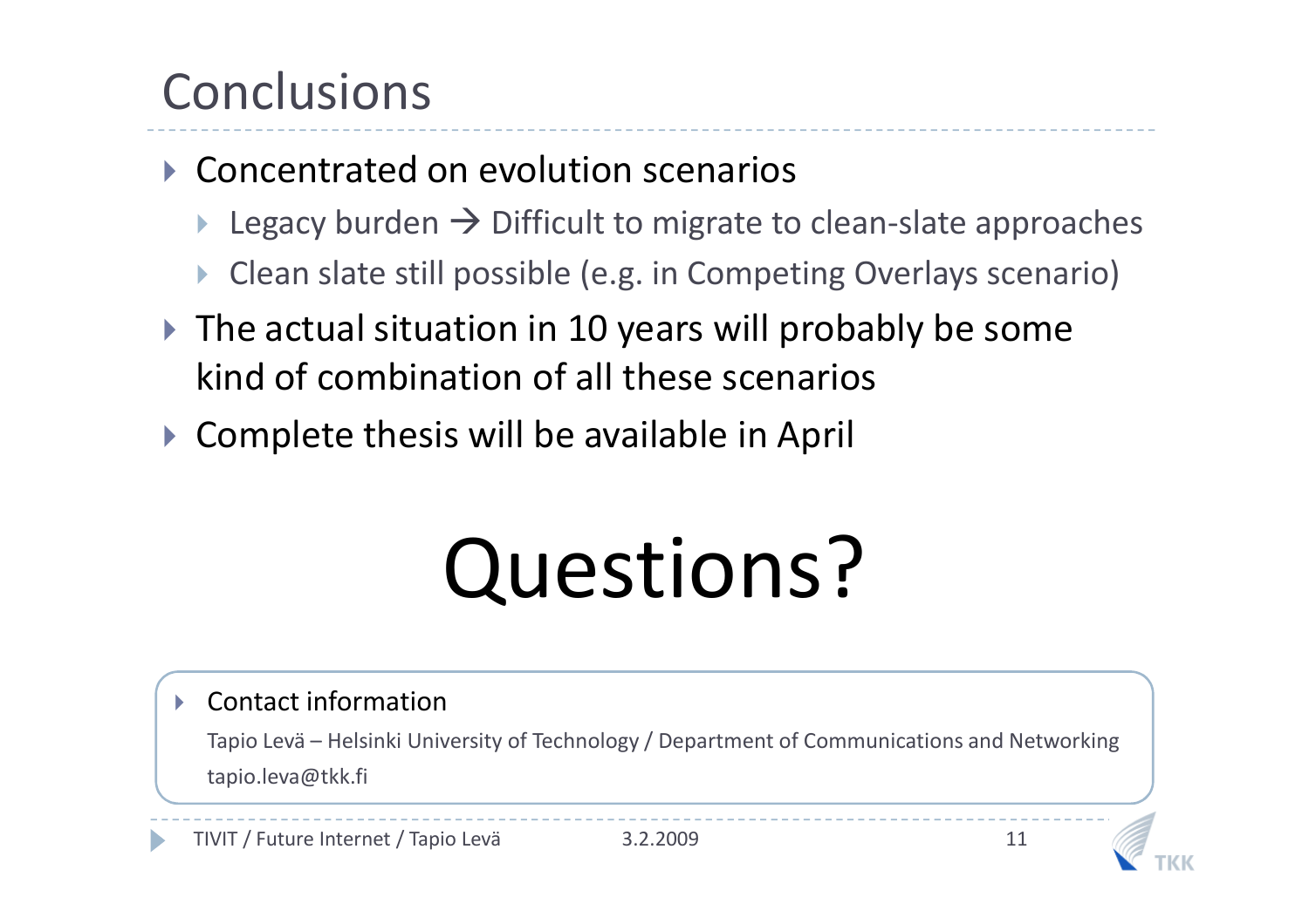# Conclusions

- Concentrated on evolution scenarios
  - Legacy burden → Difficult to migrate to clean-slate approaches
  - Clean slate still possible (e.g. in Competing Overlays scenario)
- The actual situation in 10 years will probably be some kind of combination of all these scenarios
- Complete thesis will be available in April

# Questions?

- Contact information

  Tapio Levä – Helsinki University of Technology / Department of Communications and Networking

  tapio.leva@tkk.fi